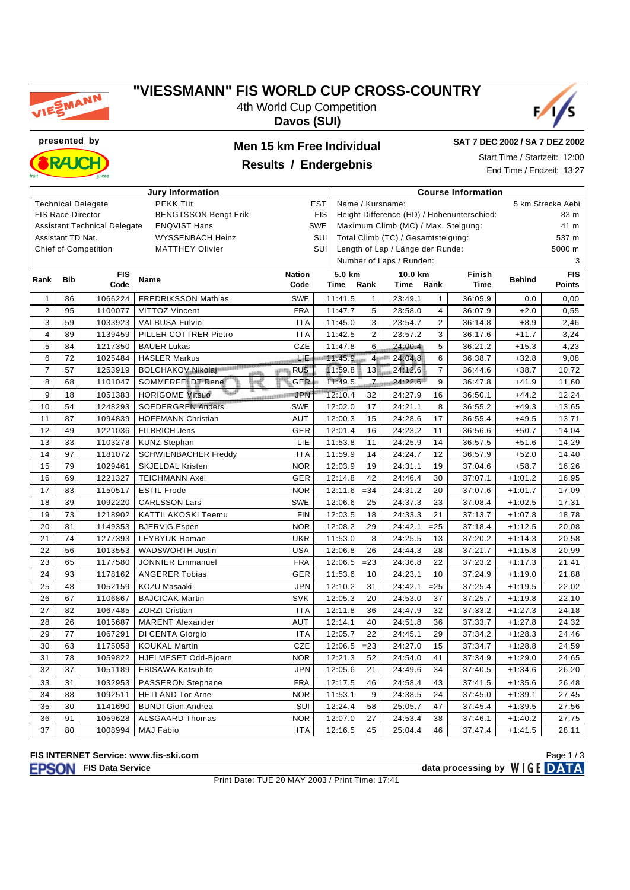# "VIESSMANN" FIS WORLD CUP CROSS-COUNTRY

4th World Cup Competition

**Davos (SUI)**

**presented by**

## Men 15 km Free Individual

## Results / Endergebnis

**SAT 7 DEC 2002 / SA 7 DEZ 2002**

Start Time / Startzeit: 12:00

End Time / Endzeit: 13:27

| Jury Information | | |
|---|---|---|
| Technical Delegate | PEKK Tiit | EST |
| FIS Race Director | BENGTSSON Bengt Erik | FIS |
| Assistant Technical Delegate | ENQVIST Hans | SWE |
| Assistant TD Nat. | WYSSENBACH Heinz | SUI |
| Chief of Competition | MATTHEY Olivier | SUI |

| Course Information | |
|---|---|
| Name / Kursname: | 5 km Strecke Aebi |
| Height Difference (HD) / Höhenunterschied: | 83 m |
| Maximum Climb (MC) / Max. Steigung: | 41 m |
| Total Climb (TC) / Gesamtsteigung: | 537 m |
| Length of Lap / Länge der Runde: | 5000 m |
| Number of Laps / Runden: | 3 |

| Rank | Bib | FIS Code | Name | Nation Code | 5.0 km Time | 5.0 km Rank | 10.0 km Time | 10.0 km Rank | Finish Time | Behind | FIS Points |
|---|---|---|---|---|---|---|---|---|---|---|---|
| 1 | 86 | 1066224 | FREDRIKSSON Mathias | SWE | 11:41.5 | 1 | 23:49.1 | 1 | 36:05.9 | 0.0 | 0,00 |
| 2 | 95 | 1100077 | VITTOZ Vincent | FRA | 11:47.7 | 5 | 23:58.0 | 4 | 36:07.9 | +2.0 | 0,55 |
| 3 | 59 | 1033923 | VALBUSA Fulvio | ITA | 11:45.0 | 3 | 23:54.7 | 2 | 36:14.8 | +8.9 | 2,46 |
| 4 | 89 | 1139459 | PILLER COTTRER Pietro | ITA | 11:42.5 | 2 | 23:57.2 | 3 | 36:17.6 | +11.7 | 3,24 |
| 5 | 84 | 1217350 | BAUER Lukas | CZE | 11:47.8 | 6 | 24:00.4 | 5 | 36:21.2 | +15.3 | 4,23 |
| 6 | 72 | 1025484 | HASLER Markus | LIE | 11:45.9 | 4 | 24:04.8 | 6 | 36:38.7 | +32.8 | 9,08 |
| 7 | 57 | 1253919 | BOLCHAKOV Nikolaj | RUS | 11:59.8 | 13 | 24:12.6 | 7 | 36:44.6 | +38.7 | 10,72 |
| 8 | 68 | 1101047 | SOMMERFELDT Rene | GER | 11:49.5 | 7 | 24:22.6 | 9 | 36:47.8 | +41.9 | 11,60 |
| 9 | 18 | 1051383 | HORIGOME Mitsuo | JPN | 12:10.4 | 32 | 24:27.9 | 16 | 36:50.1 | +44.2 | 12,24 |
| 10 | 54 | 1248293 | SOEDERGREN Anders | SWE | 12:02.0 | 17 | 24:21.1 | 8 | 36:55.2 | +49.3 | 13,65 |
| 11 | 87 | 1094839 | HOFFMANN Christian | AUT | 12:00.3 | 15 | 24:28.6 | 17 | 36:55.4 | +49.5 | 13,71 |
| 12 | 49 | 1221036 | FILBRICH Jens | GER | 12:01.4 | 16 | 24:23.2 | 11 | 36:56.6 | +50.7 | 14,04 |
| 13 | 33 | 1103278 | KUNZ Stephan | LIE | 11:53.8 | 11 | 24:25.9 | 14 | 36:57.5 | +51.6 | 14,29 |
| 14 | 97 | 1181072 | SCHWIENBACHER Freddy | ITA | 11:59.9 | 14 | 24:24.7 | 12 | 36:57.9 | +52.0 | 14,40 |
| 15 | 79 | 1029461 | SKJELDAL Kristen | NOR | 12:03.9 | 19 | 24:31.1 | 19 | 37:04.6 | +58.7 | 16,26 |
| 16 | 69 | 1221327 | TEICHMANN Axel | GER | 12:14.8 | 42 | 24:46.4 | 30 | 37:07.1 | +1:01.2 | 16,95 |
| 17 | 83 | 1150517 | ESTIL Frode | NOR | 12:11.6 | =34 | 24:31.2 | 20 | 37:07.6 | +1:01.7 | 17,09 |
| 18 | 39 | 1092220 | CARLSSON Lars | SWE | 12:06.6 | 25 | 24:37.3 | 23 | 37:08.4 | +1:02.5 | 17,31 |
| 19 | 73 | 1218902 | KATTILAKOSKI Teemu | FIN | 12:03.5 | 18 | 24:33.3 | 21 | 37:13.7 | +1:07.8 | 18,78 |
| 20 | 81 | 1149353 | BJERVIG Espen | NOR | 12:08.2 | 29 | 24:42.1 | =25 | 37:18.4 | +1:12.5 | 20,08 |
| 21 | 74 | 1277393 | LEYBYUK Roman | UKR | 11:53.0 | 8 | 24:25.5 | 13 | 37:20.2 | +1:14.3 | 20,58 |
| 22 | 56 | 1013553 | WADSWORTH Justin | USA | 12:06.8 | 26 | 24:44.3 | 28 | 37:21.7 | +1:15.8 | 20,99 |
| 23 | 65 | 1177580 | JONNIER Emmanuel | FRA | 12:06.5 | =23 | 24:36.8 | 22 | 37:23.2 | +1:17.3 | 21,41 |
| 24 | 93 | 1178162 | ANGERER Tobias | GER | 11:53.6 | 10 | 24:23.1 | 10 | 37:24.9 | +1:19.0 | 21,88 |
| 25 | 48 | 1052159 | KOZU Masaaki | JPN | 12:10.2 | 31 | 24:42.1 | =25 | 37:25.4 | +1:19.5 | 22,02 |
| 26 | 67 | 1106867 | BAJCICAK Martin | SVK | 12:05.3 | 20 | 24:53.0 | 37 | 37:25.7 | +1:19.8 | 22,10 |
| 27 | 82 | 1067485 | ZORZI Cristian | ITA | 12:11.8 | 36 | 24:47.9 | 32 | 37:33.2 | +1:27.3 | 24,18 |
| 28 | 26 | 1015687 | MARENT Alexander | AUT | 12:14.1 | 40 | 24:51.8 | 36 | 37:33.7 | +1:27.8 | 24,32 |
| 29 | 77 | 1067291 | DI CENTA Giorgio | ITA | 12:05.7 | 22 | 24:45.1 | 29 | 37:34.2 | +1:28.3 | 24,46 |
| 30 | 63 | 1175058 | KOUKAL Martin | CZE | 12:06.5 | =23 | 24:27.0 | 15 | 37:34.7 | +1:28.8 | 24,59 |
| 31 | 78 | 1059822 | HJELMESET Odd-Bjoern | NOR | 12:21.3 | 52 | 24:54.0 | 41 | 37:34.9 | +1:29.0 | 24,65 |
| 32 | 37 | 1051189 | EBISAWA Katsuhito | JPN | 12:05.6 | 21 | 24:49.6 | 34 | 37:40.5 | +1:34.6 | 26,20 |
| 33 | 31 | 1032953 | PASSERON Stephane | FRA | 12:17.5 | 46 | 24:58.4 | 43 | 37:41.5 | +1:35.6 | 26,48 |
| 34 | 88 | 1092511 | HETLAND Tor Arne | NOR | 11:53.1 | 9 | 24:38.5 | 24 | 37:45.0 | +1:39.1 | 27,45 |
| 35 | 30 | 1141690 | BUNDI Gion Andrea | SUI | 12:24.4 | 58 | 25:05.7 | 47 | 37:45.4 | +1:39.5 | 27,56 |
| 36 | 91 | 1059628 | ALSGAARD Thomas | NOR | 12:07.0 | 27 | 24:53.4 | 38 | 37:46.1 | +1:40.2 | 27,75 |
| 37 | 80 | 1008994 | MAJ Fabio | ITA | 12:16.5 | 45 | 25:04.4 | 46 | 37:47.4 | +1:41.5 | 28,11 |

**FIS INTERNET Service: www.fis-ski.com**

FIS Data Service — data processing by WIGE DATA

Print Date: TUE 20 MAY 2003 / Print Time: 17:41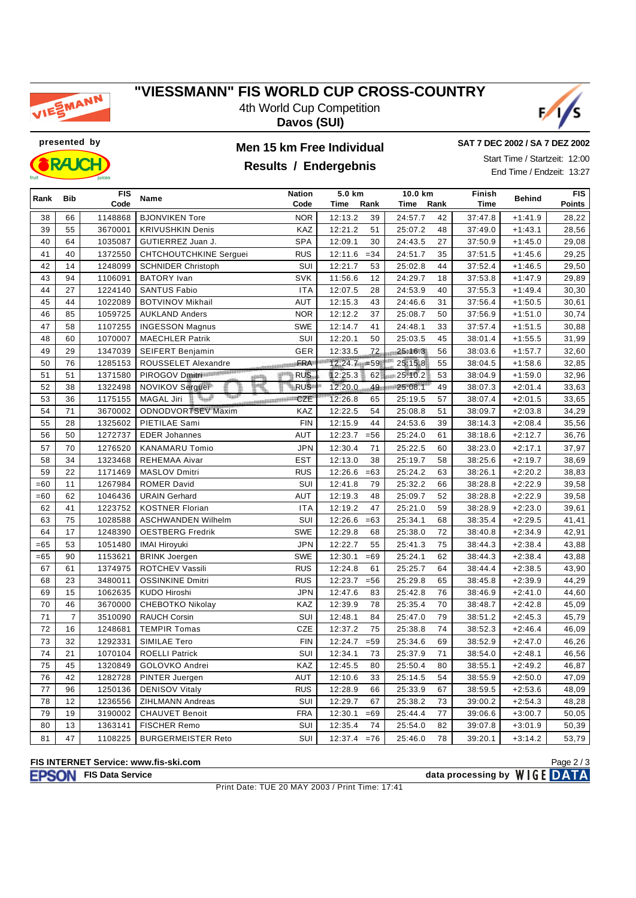# "VIESSMANN" FIS WORLD CUP CROSS-COUNTRY

4th World Cup Competition
**Davos (SUI)**

presented by

## Men 15 km Free Individual
## Results / Endergebnis

**SAT 7 DEC 2002 / SA 7 DEZ 2002**

Start Time / Startzeit: 12:00
End Time / Endzeit: 13:27

| Rank | Bib | FIS Code | Name | Nation Code | 5.0 km Time | Rank | 10.0 km Time | Rank | Finish Time | Behind | FIS Points |
|---|---|---|---|---|---|---|---|---|---|---|---|
| 38 | 66 | 1148868 | BJONVIKEN Tore | NOR | 12:13.2 | 39 | 24:57.7 | 42 | 37:47.8 | +1:41.9 | 28,22 |
| 39 | 55 | 3670001 | KRIVUSHKIN Denis | KAZ | 12:21.2 | 51 | 25:07.2 | 48 | 37:49.0 | +1:43.1 | 28,56 |
| 40 | 64 | 1035087 | GUTIERREZ Juan J. | SPA | 12:09.1 | 30 | 24:43.5 | 27 | 37:50.9 | +1:45.0 | 29,08 |
| 41 | 40 | 1372550 | CHTCHOUTCHKINE Serguei | RUS | 12:11.6 | =34 | 24:51.7 | 35 | 37:51.5 | +1:45.6 | 29,25 |
| 42 | 14 | 1248099 | SCHNIDER Christoph | SUI | 12:21.7 | 53 | 25:02.8 | 44 | 37:52.4 | +1:46.5 | 29,50 |
| 43 | 94 | 1106091 | BATORY Ivan | SVK | 11:56.6 | 12 | 24:29.7 | 18 | 37:53.8 | +1:47.9 | 29,89 |
| 44 | 27 | 1224140 | SANTUS Fabio | ITA | 12:07.5 | 28 | 24:53.9 | 40 | 37:55.3 | +1:49.4 | 30,30 |
| 45 | 44 | 1022089 | BOTVINOV Mikhail | AUT | 12:15.3 | 43 | 24:46.6 | 31 | 37:56.4 | +1:50.5 | 30,61 |
| 46 | 85 | 1059725 | AUKLAND Anders | NOR | 12:12.2 | 37 | 25:08.7 | 50 | 37:56.9 | +1:51.0 | 30,74 |
| 47 | 58 | 1107255 | INGESSON Magnus | SWE | 12:14.7 | 41 | 24:48.1 | 33 | 37:57.4 | +1:51.5 | 30,88 |
| 48 | 60 | 1070007 | MAECHLER Patrik | SUI | 12:20.1 | 50 | 25:03.5 | 45 | 38:01.4 | +1:55.5 | 31,99 |
| 49 | 29 | 1347039 | SEIFERT Benjamin | GER | 12:33.5 | 72 | 25:16.3 | 56 | 38:03.6 | +1:57.7 | 32,60 |
| 50 | 76 | 1285153 | ROUSSELET Alexandre | FRA | 12:24.7 | =59 | 25:15.8 | 55 | 38:04.5 | +1:58.6 | 32,85 |
| 51 | 51 | 1371580 | PIROGOV Dmitri | RUS | 12:25.3 | 62 | 25:10.2 | 53 | 38:04.9 | +1:59.0 | 32,96 |
| 52 | 38 | 1322498 | NOVIKOV Serguei | RUS | 12:20.0 | 49 | 25:08.1 | 49 | 38:07.3 | +2:01.4 | 33,63 |
| 53 | 36 | 1175155 | MAGAL Jiri | CZE | 12:26.8 | 65 | 25:19.5 | 57 | 38:07.4 | +2:01.5 | 33,65 |
| 54 | 71 | 3670002 | ODNODVORTSEV Maxim | KAZ | 12:22.5 | 54 | 25:08.8 | 51 | 38:09.7 | +2:03.8 | 34,29 |
| 55 | 28 | 1325602 | PIETILAE Sami | FIN | 12:15.9 | 44 | 24:53.6 | 39 | 38:14.3 | +2:08.4 | 35,56 |
| 56 | 50 | 1272737 | EDER Johannes | AUT | 12:23.7 | =56 | 25:24.0 | 61 | 38:18.6 | +2:12.7 | 36,76 |
| 57 | 70 | 1276520 | KANAMARU Tomio | JPN | 12:30.4 | 71 | 25:22.5 | 60 | 38:23.0 | +2:17.1 | 37,97 |
| 58 | 34 | 1323468 | REHEMAA Aivar | EST | 12:13.0 | 38 | 25:19.7 | 58 | 38:25.6 | +2:19.7 | 38,69 |
| 59 | 22 | 1171469 | MASLOV Dmitri | RUS | 12:26.6 | =63 | 25:24.2 | 63 | 38:26.1 | +2:20.2 | 38,83 |
| =60 | 11 | 1267984 | ROMER David | SUI | 12:41.8 | 79 | 25:32.2 | 66 | 38:28.8 | +2:22.9 | 39,58 |
| =60 | 62 | 1046436 | URAIN Gerhard | AUT | 12:19.3 | 48 | 25:09.7 | 52 | 38:28.8 | +2:22.9 | 39,58 |
| 62 | 41 | 1223752 | KOSTNER Florian | ITA | 12:19.2 | 47 | 25:21.0 | 59 | 38:28.9 | +2:23.0 | 39,61 |
| 63 | 75 | 1028588 | ASCHWANDEN Wilhelm | SUI | 12:26.6 | =63 | 25:34.1 | 68 | 38:35.4 | +2:29.5 | 41,41 |
| 64 | 17 | 1248390 | OESTBERG Fredrik | SWE | 12:29.8 | 68 | 25:38.0 | 72 | 38:40.8 | +2:34.9 | 42,91 |
| =65 | 53 | 1051480 | IMAI Hiroyuki | JPN | 12:22.7 | 55 | 25:41.3 | 75 | 38:44.3 | +2:38.4 | 43,88 |
| =65 | 90 | 1153621 | BRINK Joergen | SWE | 12:30.1 | =69 | 25:24.1 | 62 | 38:44.3 | +2:38.4 | 43,88 |
| 67 | 61 | 1374975 | ROTCHEV Vassili | RUS | 12:24.8 | 61 | 25:25.7 | 64 | 38:44.4 | +2:38.5 | 43,90 |
| 68 | 23 | 3480011 | OSSINKINE Dmitri | RUS | 12:23.7 | =56 | 25:29.8 | 65 | 38:45.8 | +2:39.9 | 44,29 |
| 69 | 15 | 1062635 | KUDO Hiroshi | JPN | 12:47.6 | 83 | 25:42.8 | 76 | 38:46.9 | +2:41.0 | 44,60 |
| 70 | 46 | 3670000 | CHEBOTKO Nikolay | KAZ | 12:39.9 | 78 | 25:35.4 | 70 | 38:48.7 | +2:42.8 | 45,09 |
| 71 | 7 | 3510090 | RAUCH Corsin | SUI | 12:48.1 | 84 | 25:47.0 | 79 | 38:51.2 | +2:45.3 | 45,79 |
| 72 | 16 | 1248681 | TEMPIR Tomas | CZE | 12:37.2 | 75 | 25:38.8 | 74 | 38:52.3 | +2:46.4 | 46,09 |
| 73 | 32 | 1292331 | SIMILAE Tero | FIN | 12:24.7 | =59 | 25:34.6 | 69 | 38:52.9 | +2:47.0 | 46,26 |
| 74 | 21 | 1070104 | ROELLI Patrick | SUI | 12:34.1 | 73 | 25:37.9 | 71 | 38:54.0 | +2:48.1 | 46,56 |
| 75 | 45 | 1320849 | GOLOVKO Andrei | KAZ | 12:45.5 | 80 | 25:50.4 | 80 | 38:55.1 | +2:49.2 | 46,87 |
| 76 | 42 | 1282728 | PINTER Juergen | AUT | 12:10.6 | 33 | 25:14.5 | 54 | 38:55.9 | +2:50.0 | 47,09 |
| 77 | 96 | 1250136 | DENISOV Vitaly | RUS | 12:28.9 | 66 | 25:33.9 | 67 | 38:59.5 | +2:53.6 | 48,09 |
| 78 | 12 | 1236556 | ZIHLMANN Andreas | SUI | 12:29.7 | 67 | 25:38.2 | 73 | 39:00.2 | +2:54.3 | 48,28 |
| 79 | 19 | 3190002 | CHAUVET Benoit | FRA | 12:30.1 | =69 | 25:44.4 | 77 | 39:06.6 | +3:00.7 | 50,05 |
| 80 | 13 | 1363141 | FISCHER Remo | SUI | 12:35.4 | 74 | 25:54.0 | 82 | 39:07.8 | +3:01.9 | 50,39 |
| 81 | 47 | 1108225 | BURGERMEISTER Reto | SUI | 12:37.4 | =76 | 25:46.0 | 78 | 39:20.1 | +3:14.2 | 53,79 |

**FIS INTERNET Service: www.fis-ski.com**

FIS Data Service — data processing by WIGE DATA

Print Date: TUE 20 MAY 2003 / Print Time: 17:41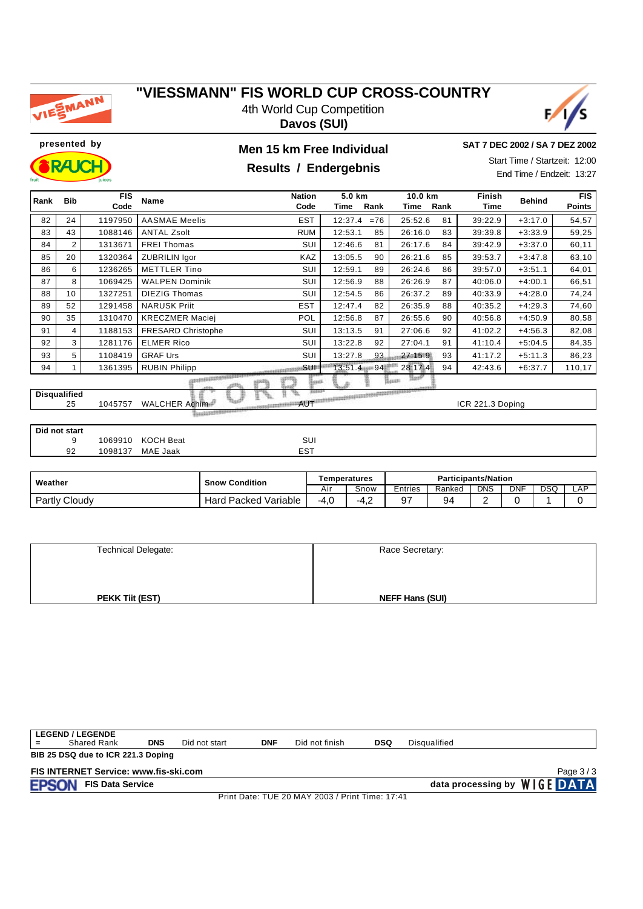# "VIESSMANN" FIS WORLD CUP CROSS-COUNTRY

4th World Cup Competition

**Davos (SUI)**

presented by

## Men 15 km Free Individual

## Results / Endergebnis

**SAT 7 DEC 2002 / SA 7 DEZ 2002**

Start Time / Startzeit: 12:00

End Time / Endzeit: 13:27

| Rank | Bib | FIS Code | Name | Nation Code | 5.0 km Time | 5.0 km Rank | 10.0 km Time | 10.0 km Rank | Finish Time | Behind | FIS Points |
|---|---|---|---|---|---|---|---|---|---|---|---|
| 82 | 24 | 1197950 | AASMAE Meelis | EST | 12:37.4 | =76 | 25:52.6 | 81 | 39:22.9 | +3:17.0 | 54,57 |
| 83 | 43 | 1088146 | ANTAL Zsolt | RUM | 12:53.1 | 85 | 26:16.0 | 83 | 39:39.8 | +3:33.9 | 59,25 |
| 84 | 2 | 1313671 | FREI Thomas | SUI | 12:46.6 | 81 | 26:17.6 | 84 | 39:42.9 | +3:37.0 | 60,11 |
| 85 | 20 | 1320364 | ZUBRILIN Igor | KAZ | 13:05.5 | 90 | 26:21.6 | 85 | 39:53.7 | +3:47.8 | 63,10 |
| 86 | 6 | 1236265 | METTLER Tino | SUI | 12:59.1 | 89 | 26:24.6 | 86 | 39:57.0 | +3:51.1 | 64,01 |
| 87 | 8 | 1069425 | WALPEN Dominik | SUI | 12:56.9 | 88 | 26:26.9 | 87 | 40:06.0 | +4:00.1 | 66,51 |
| 88 | 10 | 1327251 | DIEZIG Thomas | SUI | 12:54.5 | 86 | 26:37.2 | 89 | 40:33.9 | +4:28.0 | 74,24 |
| 89 | 52 | 1291458 | NARUSK Priit | EST | 12:47.4 | 82 | 26:35.9 | 88 | 40:35.2 | +4:29.3 | 74,60 |
| 90 | 35 | 1310470 | KRECZMER Maciej | POL | 12:56.8 | 87 | 26:55.6 | 90 | 40:56.8 | +4:50.9 | 80,58 |
| 91 | 4 | 1188153 | FRESARD Christophe | SUI | 13:13.5 | 91 | 27:06.6 | 92 | 41:02.2 | +4:56.3 | 82,08 |
| 92 | 3 | 1281176 | ELMER Rico | SUI | 13:22.8 | 92 | 27:04.1 | 91 | 41:10.4 | +5:04.5 | 84,35 |
| 93 | 5 | 1108419 | GRAF Urs | SUI | 13:27.8 | 93 | 27:15.9 | 93 | 41:17.2 | +5:11.3 | 86,23 |
| 94 | 1 | 1361395 | RUBIN Philipp | SUI | 13:51.4 | 94 | 28:17.4 | 94 | 42:43.6 | +6:37.7 | 110,17 |

CORRECTED

**Disqualified**

| Bib | FIS Code | Name | Nation | Reason |
|---|---|---|---|---|
| 25 | 1045757 | WALCHER Achim | AUT | ICR 221.3 Doping |

**Did not start**

| Bib | FIS Code | Name | Nation |
|---|---|---|---|
| 9 | 1069910 | KOCH Beat | SUI |
| 92 | 1098137 | MAE Jaak | EST |

| Weather | Snow Condition | Temperatures Air | Temperatures Snow | Entries | Ranked | DNS | DNF | DSQ | LAP |
|---|---|---|---|---|---|---|---|---|---|
| Partly Cloudy | Hard Packed Variable | -4,0 | -4,2 | 97 | 94 | 2 | 0 | 1 | 0 |

| Technical Delegate: | Race Secretary: |
|---|---|
| **PEKK Tiit (EST)** | **NEFF Hans (SUI)** |

**LEGEND / LEGENDE**

| = | Shared Rank | DNS | Did not start | DNF | Did not finish | DSQ | Disqualified |
|---|---|---|---|---|---|---|---|

**BIB 25 DSQ due to ICR 221.3 Doping**

**FIS INTERNET Service: www.fis-ski.com**

EPSON **FIS Data Service** — **data processing by** WIGE DATA

Print Date: TUE 20 MAY 2003 / Print Time: 17:41